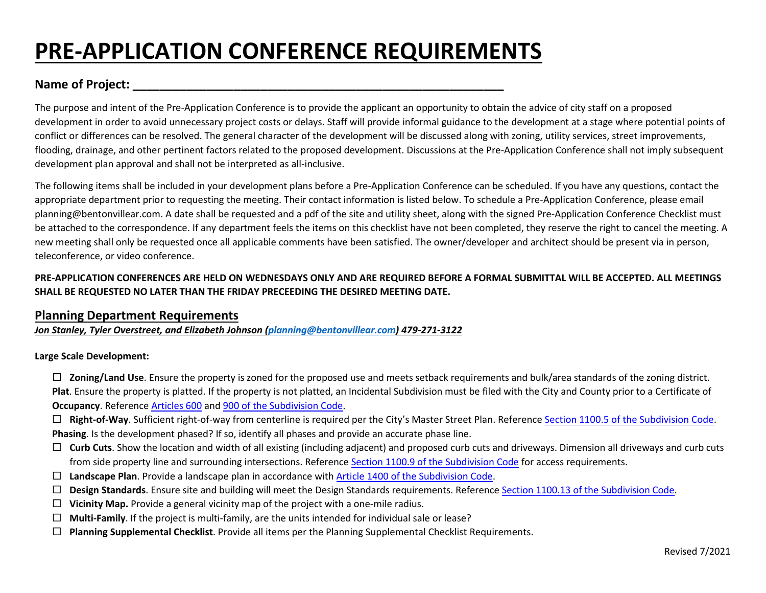# PRE-APPLICATION CONFERENCE REQUIREMENTS

## Name of Project: ______________________________________________________

The purpose and intent of the Pre-Application Conference is to provide the applicant an opportunity to obtain the advice of city staff on a proposed development in order to avoid unnecessary project costs or delays. Staff will provide informal guidance to the development at a stage where potential points of conflict or differences can be resolved. The general character of the development will be discussed along with zoning, utility services, street improvements, flooding, drainage, and other pertinent factors related to the proposed development. Discussions at the Pre-Application Conference shall not imply subsequent development plan approval and shall not be interpreted as all-inclusive.

The following items shall be included in your development plans before a Pre-Application Conference can be scheduled. If you have any questions, contact the appropriate department prior to requesting the meeting. Their contact information is listed below. To schedule a Pre-Application Conference, please email planning@bentonvillear.com. A date shall be requested and a pdf of the site and utility sheet, along with the signed Pre-Application Conference Checklist must be attached to the correspondence. If any department feels the items on this checklist have not been completed, they reserve the right to cancel the meeting. A new meeting shall only be requested once all applicable comments have been satisfied. The owner/developer and architect should be present via in person, teleconference, or video conference.

**PRE-APPLICATION CONFERENCES ARE HELD ON WEDNESDAYS ONLY AND ARE REQUIRED BEFORE A FORMAL SUBMITTAL WILL BE ACCEPTED. ALL MEETINGS SHALL BE REQUESTED NO LATER THAN THE FRIDAY PRECEEDING THE DESIRED MEETING DATE.**

## Planning Department Requirements

***Jon Stanley, Tyler Overstreet, and Elizabeth Johnson (planning@bentonvillear.com) 479-271-3122***

**Large Scale Development:**

- ☐ **Zoning/Land Use**. Ensure the property is zoned for the proposed use and meets setback requirements and bulk/area standards of the zoning district. **Plat**. Ensure the property is platted. If the property is not platted, an Incidental Subdivision must be filed with the City and County prior to a Certificate of **Occupancy**. Reference Articles 600 and 900 of the Subdivision Code.
- ☐ **Right-of-Way**. Sufficient right-of-way from centerline is required per the City's Master Street Plan. Reference Section 1100.5 of the Subdivision Code. **Phasing**. Is the development phased? If so, identify all phases and provide an accurate phase line.
- ☐ **Curb Cuts**. Show the location and width of all existing (including adjacent) and proposed curb cuts and driveways. Dimension all driveways and curb cuts from side property line and surrounding intersections. Reference Section 1100.9 of the Subdivision Code for access requirements.
- ☐ **Landscape Plan**. Provide a landscape plan in accordance with Article 1400 of the Subdivision Code.
- ☐ **Design Standards**. Ensure site and building will meet the Design Standards requirements. Reference Section 1100.13 of the Subdivision Code.
- ☐ **Vicinity Map.** Provide a general vicinity map of the project with a one-mile radius.
- ☐ **Multi-Family**. If the project is multi-family, are the units intended for individual sale or lease?
- ☐ **Planning Supplemental Checklist**. Provide all items per the Planning Supplemental Checklist Requirements.

Revised 7/2021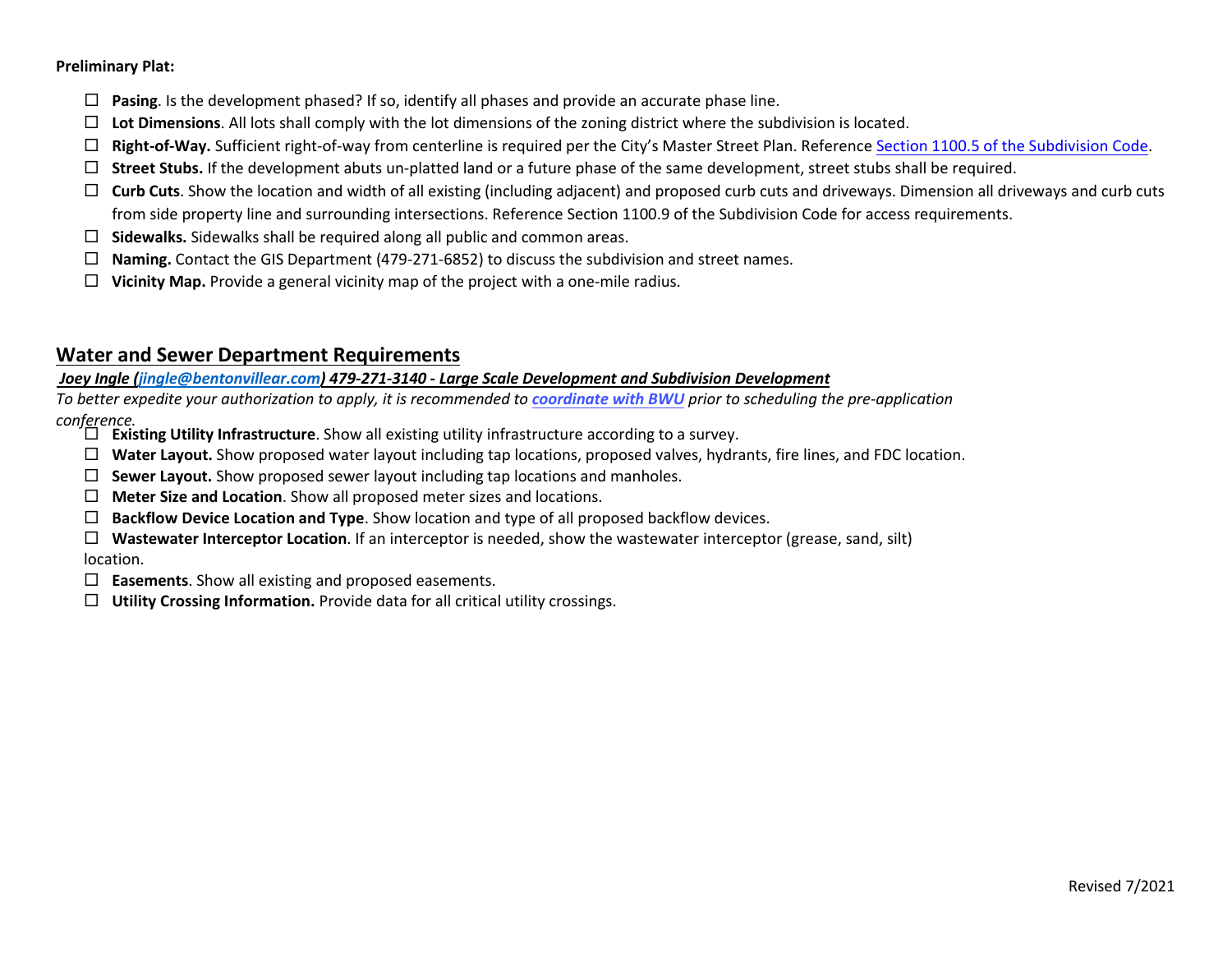**Preliminary Plat:**

- ☐ **Pasing**. Is the development phased? If so, identify all phases and provide an accurate phase line.
- ☐ **Lot Dimensions**. All lots shall comply with the lot dimensions of the zoning district where the subdivision is located.
- ☐ **Right-of-Way.** Sufficient right-of-way from centerline is required per the City's Master Street Plan. Reference [Section 1100.5 of the Subdivision Code](#).
- ☐ **Street Stubs.** If the development abuts un-platted land or a future phase of the same development, street stubs shall be required.
- ☐ **Curb Cuts**. Show the location and width of all existing (including adjacent) and proposed curb cuts and driveways. Dimension all driveways and curb cuts from side property line and surrounding intersections. Reference Section 1100.9 of the Subdivision Code for access requirements.
- ☐ **Sidewalks.** Sidewalks shall be required along all public and common areas.
- ☐ **Naming.** Contact the GIS Department (479-271-6852) to discuss the subdivision and street names.
- ☐ **Vicinity Map.** Provide a general vicinity map of the project with a one-mile radius.

## Water and Sewer Department Requirements

***Joey Ingle (jingle@bentonvillear.com) 479-271-3140 - Large Scale Development and Subdivision Development***

*To better expedite your authorization to apply, it is recommended to* ***coordinate with BWU*** *prior to scheduling the pre-application conference.*

- ☐ **Existing Utility Infrastructure**. Show all existing utility infrastructure according to a survey.
- ☐ **Water Layout.** Show proposed water layout including tap locations, proposed valves, hydrants, fire lines, and FDC location.
- ☐ **Sewer Layout.** Show proposed sewer layout including tap locations and manholes.
- ☐ **Meter Size and Location**. Show all proposed meter sizes and locations.
- ☐ **Backflow Device Location and Type**. Show location and type of all proposed backflow devices.
- ☐ **Wastewater Interceptor Location**. If an interceptor is needed, show the wastewater interceptor (grease, sand, silt) location.
- ☐ **Easements**. Show all existing and proposed easements.
- ☐ **Utility Crossing Information.** Provide data for all critical utility crossings.

Revised 7/2021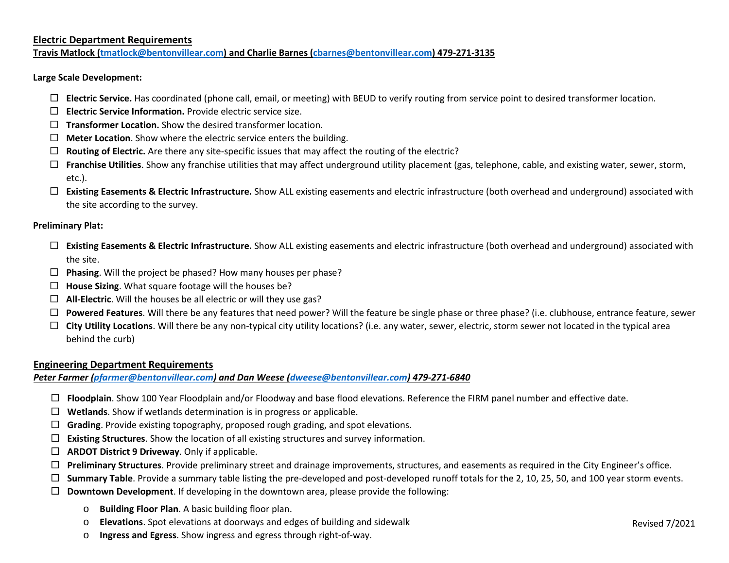## Electric Department Requirements

**Travis Matlock (tmatlock@bentonvillear.com) and Charlie Barnes (cbarnes@bentonvillear.com) 479-271-3135**

**Large Scale Development:**

- ☐ **Electric Service.** Has coordinated (phone call, email, or meeting) with BEUD to verify routing from service point to desired transformer location.
- ☐ **Electric Service Information.** Provide electric service size.
- ☐ **Transformer Location.** Show the desired transformer location.
- ☐ **Meter Location**. Show where the electric service enters the building.
- ☐ **Routing of Electric.** Are there any site-specific issues that may affect the routing of the electric?
- ☐ **Franchise Utilities**. Show any franchise utilities that may affect underground utility placement (gas, telephone, cable, and existing water, sewer, storm, etc.).
- ☐ **Existing Easements & Electric Infrastructure.** Show ALL existing easements and electric infrastructure (both overhead and underground) associated with the site according to the survey.

**Preliminary Plat:**

- ☐ **Existing Easements & Electric Infrastructure.** Show ALL existing easements and electric infrastructure (both overhead and underground) associated with the site.
- ☐ **Phasing**. Will the project be phased? How many houses per phase?
- ☐ **House Sizing**. What square footage will the houses be?
- ☐ **All-Electric**. Will the houses be all electric or will they use gas?
- ☐ **Powered Features**. Will there be any features that need power? Will the feature be single phase or three phase? (i.e. clubhouse, entrance feature, sewer
- ☐ **City Utility Locations**. Will there be any non-typical city utility locations? (i.e. any water, sewer, electric, storm sewer not located in the typical area behind the curb)

## Engineering Department Requirements

***Peter Farmer (pfarmer@bentonvillear.com) and Dan Weese (dweese@bentonvillear.com) 479-271-6840***

- ☐ **Floodplain**. Show 100 Year Floodplain and/or Floodway and base flood elevations. Reference the FIRM panel number and effective date.
- ☐ **Wetlands**. Show if wetlands determination is in progress or applicable.
- ☐ **Grading**. Provide existing topography, proposed rough grading, and spot elevations.
- ☐ **Existing Structures**. Show the location of all existing structures and survey information.
- ☐ **ARDOT District 9 Driveway**. Only if applicable.
- ☐ **Preliminary Structures**. Provide preliminary street and drainage improvements, structures, and easements as required in the City Engineer's office.
- ☐ **Summary Table**. Provide a summary table listing the pre-developed and post-developed runoff totals for the 2, 10, 25, 50, and 100 year storm events.
- ☐ **Downtown Development**. If developing in the downtown area, please provide the following:
  - **Building Floor Plan**. A basic building floor plan.
  - **Elevations**. Spot elevations at doorways and edges of building and sidewalk
  - **Ingress and Egress**. Show ingress and egress through right-of-way.

Revised 7/2021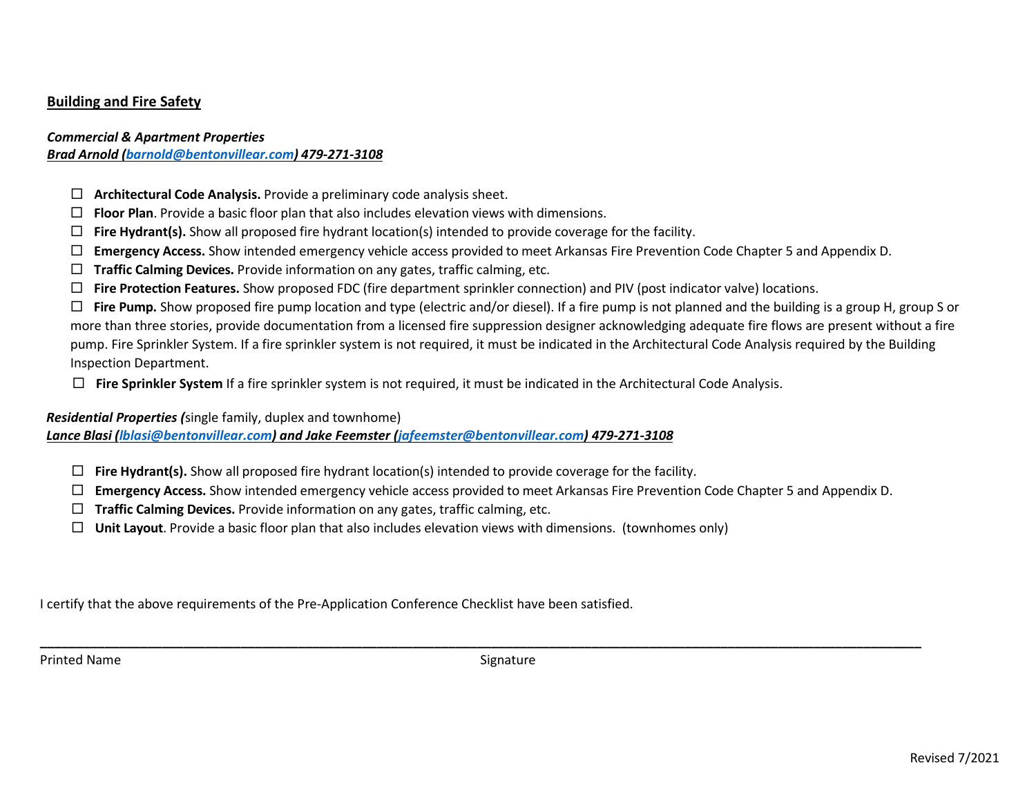## Building and Fire Safety

***Commercial & Apartment Properties***
***Brad Arnold (barnold@bentonvillear.com) 479-271-3108***

- ☐ **Architectural Code Analysis.** Provide a preliminary code analysis sheet.
- ☐ **Floor Plan**. Provide a basic floor plan that also includes elevation views with dimensions.
- ☐ **Fire Hydrant(s).** Show all proposed fire hydrant location(s) intended to provide coverage for the facility.
- ☐ **Emergency Access.** Show intended emergency vehicle access provided to meet Arkansas Fire Prevention Code Chapter 5 and Appendix D.
- ☐ **Traffic Calming Devices.** Provide information on any gates, traffic calming, etc.
- ☐ **Fire Protection Features.** Show proposed FDC (fire department sprinkler connection) and PIV (post indicator valve) locations.
- ☐ **Fire Pump.** Show proposed fire pump location and type (electric and/or diesel). If a fire pump is not planned and the building is a group H, group S or more than three stories, provide documentation from a licensed fire suppression designer acknowledging adequate fire flows are present without a fire pump. Fire Sprinkler System. If a fire sprinkler system is not required, it must be indicated in the Architectural Code Analysis required by the Building Inspection Department.
- ☐ **Fire Sprinkler System** If a fire sprinkler system is not required, it must be indicated in the Architectural Code Analysis.

***Residential Properties (**single family, duplex and townhome)
***Lance Blasi (lblasi@bentonvillear.com) and Jake Feemster (jafeemster@bentonvillear.com) 479-271-3108***

- ☐ **Fire Hydrant(s).** Show all proposed fire hydrant location(s) intended to provide coverage for the facility.
- ☐ **Emergency Access.** Show intended emergency vehicle access provided to meet Arkansas Fire Prevention Code Chapter 5 and Appendix D.
- ☐ **Traffic Calming Devices.** Provide information on any gates, traffic calming, etc.
- ☐ **Unit Layout**. Provide a basic floor plan that also includes elevation views with dimensions. (townhomes only)

I certify that the above requirements of the Pre-Application Conference Checklist have been satisfied.

\_\_\_\_\_\_\_\_\_\_\_\_\_\_\_\_\_\_\_\_\_\_\_\_\_\_\_\_\_\_\_\_\_\_\_\_\_\_\_\_\_\_\_\_\_\_\_\_\_\_\_\_\_\_\_\_\_\_\_\_\_\_\_\_\_\_\_\_\_\_\_\_\_\_\_\_

Printed Name                                        Signature

Revised 7/2021